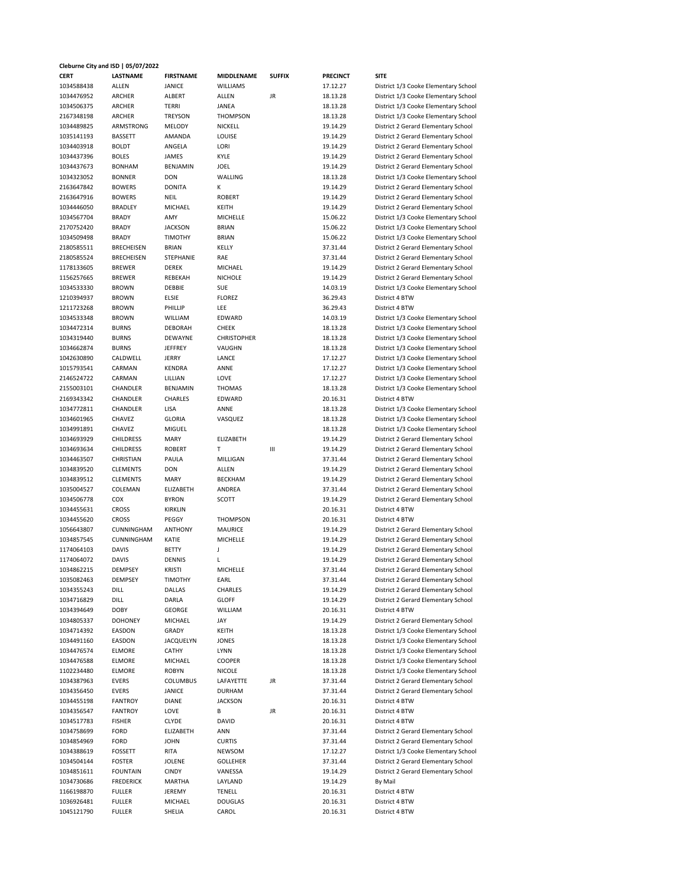**Cleburne City and ISD | 05/07/2022**

| CERT | LASTNAME | FIRSTNAME | MIDDLENAME | SUFFIX | PRECINCT | SITE |
|---|---|---|---|---|---|---|
| 1034588438 | ALLEN | JANICE | WILLIAMS | | 17.12.27 | District 1/3 Cooke Elementary School |
| 1034476952 | ARCHER | ALBERT | ALLEN | JR | 18.13.28 | District 1/3 Cooke Elementary School |
| 1034506375 | ARCHER | TERRI | JANEA | | 18.13.28 | District 1/3 Cooke Elementary School |
| 2167348198 | ARCHER | TREYSON | THOMPSON | | 18.13.28 | District 1/3 Cooke Elementary School |
| 1034489825 | ARMSTRONG | MELODY | NICKELL | | 19.14.29 | District 2 Gerard Elementary School |
| 1035141193 | BASSETT | AMANDA | LOUISE | | 19.14.29 | District 2 Gerard Elementary School |
| 1034403918 | BOLDT | ANGELA | LORI | | 19.14.29 | District 2 Gerard Elementary School |
| 1034437396 | BOLES | JAMES | KYLE | | 19.14.29 | District 2 Gerard Elementary School |
| 1034437673 | BONHAM | BENJAMIN | JOEL | | 19.14.29 | District 2 Gerard Elementary School |
| 1034323052 | BONNER | DON | WALLING | | 18.13.28 | District 1/3 Cooke Elementary School |
| 2163647842 | BOWERS | DONITA | K | | 19.14.29 | District 2 Gerard Elementary School |
| 2163647916 | BOWERS | NEIL | ROBERT | | 19.14.29 | District 2 Gerard Elementary School |
| 1034446050 | BRADLEY | MICHAEL | KEITH | | 19.14.29 | District 2 Gerard Elementary School |
| 1034567704 | BRADY | AMY | MICHELLE | | 15.06.22 | District 1/3 Cooke Elementary School |
| 2170752420 | BRADY | JACKSON | BRIAN | | 15.06.22 | District 1/3 Cooke Elementary School |
| 1034509498 | BRADY | TIMOTHY | BRIAN | | 15.06.22 | District 1/3 Cooke Elementary School |
| 2180585511 | BRECHEISEN | BRIAN | KELLY | | 37.31.44 | District 2 Gerard Elementary School |
| 2180585524 | BRECHEISEN | STEPHANIE | RAE | | 37.31.44 | District 2 Gerard Elementary School |
| 1178133605 | BREWER | DEREK | MICHAEL | | 19.14.29 | District 2 Gerard Elementary School |
| 1156257665 | BREWER | REBEKAH | NICHOLE | | 19.14.29 | District 2 Gerard Elementary School |
| 1034533330 | BROWN | DEBBIE | SUE | | 14.03.19 | District 1/3 Cooke Elementary School |
| 1210394937 | BROWN | ELSIE | FLOREZ | | 36.29.43 | District 4 BTW |
| 1211723268 | BROWN | PHILLIP | LEE | | 36.29.43 | District 4 BTW |
| 1034533348 | BROWN | WILLIAM | EDWARD | | 14.03.19 | District 1/3 Cooke Elementary School |
| 1034472314 | BURNS | DEBORAH | CHEEK | | 18.13.28 | District 1/3 Cooke Elementary School |
| 1034319440 | BURNS | DEWAYNE | CHRISTOPHER | | 18.13.28 | District 1/3 Cooke Elementary School |
| 1034662874 | BURNS | JEFFREY | VAUGHN | | 18.13.28 | District 1/3 Cooke Elementary School |
| 1042630890 | CALDWELL | JERRY | LANCE | | 17.12.27 | District 1/3 Cooke Elementary School |
| 1015793541 | CARMAN | KENDRA | ANNE | | 17.12.27 | District 1/3 Cooke Elementary School |
| 2146524722 | CARMAN | LILLIAN | LOVE | | 17.12.27 | District 1/3 Cooke Elementary School |
| 2155003101 | CHANDLER | BENJAMIN | THOMAS | | 18.13.28 | District 1/3 Cooke Elementary School |
| 2169343342 | CHANDLER | CHARLES | EDWARD | | 20.16.31 | District 4 BTW |
| 1034772811 | CHANDLER | LISA | ANNE | | 18.13.28 | District 1/3 Cooke Elementary School |
| 1034601965 | CHAVEZ | GLORIA | VASQUEZ | | 18.13.28 | District 1/3 Cooke Elementary School |
| 1034991891 | CHAVEZ | MIGUEL | | | 18.13.28 | District 1/3 Cooke Elementary School |
| 1034693929 | CHILDRESS | MARY | ELIZABETH | | 19.14.29 | District 2 Gerard Elementary School |
| 1034693634 | CHILDRESS | ROBERT | T | III | 19.14.29 | District 2 Gerard Elementary School |
| 1034463507 | CHRISTIAN | PAULA | MILLIGAN | | 37.31.44 | District 2 Gerard Elementary School |
| 1034839520 | CLEMENTS | DON | ALLEN | | 19.14.29 | District 2 Gerard Elementary School |
| 1034839512 | CLEMENTS | MARY | BECKHAM | | 19.14.29 | District 2 Gerard Elementary School |
| 1035004527 | COLEMAN | ELIZABETH | ANDREA | | 37.31.44 | District 2 Gerard Elementary School |
| 1034506778 | COX | BYRON | SCOTT | | 19.14.29 | District 2 Gerard Elementary School |
| 1034455631 | CROSS | KIRKLIN | | | 20.16.31 | District 4 BTW |
| 1034455620 | CROSS | PEGGY | THOMPSON | | 20.16.31 | District 4 BTW |
| 1056643807 | CUNNINGHAM | ANTHONY | MAURICE | | 19.14.29 | District 2 Gerard Elementary School |
| 1034857545 | CUNNINGHAM | KATIE | MICHELLE | | 19.14.29 | District 2 Gerard Elementary School |
| 1174064103 | DAVIS | BETTY | J | | 19.14.29 | District 2 Gerard Elementary School |
| 1174064072 | DAVIS | DENNIS | L | | 19.14.29 | District 2 Gerard Elementary School |
| 1034862215 | DEMPSEY | KRISTI | MICHELLE | | 37.31.44 | District 2 Gerard Elementary School |
| 1035082463 | DEMPSEY | TIMOTHY | EARL | | 37.31.44 | District 2 Gerard Elementary School |
| 1034355243 | DILL | DALLAS | CHARLES | | 19.14.29 | District 2 Gerard Elementary School |
| 1034716829 | DILL | DARLA | GLOFF | | 19.14.29 | District 2 Gerard Elementary School |
| 1034394649 | DOBY | GEORGE | WILLIAM | | 20.16.31 | District 4 BTW |
| 1034805337 | DOHONEY | MICHAEL | JAY | | 19.14.29 | District 2 Gerard Elementary School |
| 1034714392 | EASDON | GRADY | KEITH | | 18.13.28 | District 1/3 Cooke Elementary School |
| 1034491160 | EASDON | JACQUELYN | JONES | | 18.13.28 | District 1/3 Cooke Elementary School |
| 1034476574 | ELMORE | CATHY | LYNN | | 18.13.28 | District 1/3 Cooke Elementary School |
| 1034476588 | ELMORE | MICHAEL | COOPER | | 18.13.28 | District 1/3 Cooke Elementary School |
| 1102234480 | ELMORE | ROBYN | NICOLE | | 18.13.28 | District 1/3 Cooke Elementary School |
| 1034387963 | EVERS | COLUMBUS | LAFAYETTE | JR | 37.31.44 | District 2 Gerard Elementary School |
| 1034356450 | EVERS | JANICE | DURHAM | | 37.31.44 | District 2 Gerard Elementary School |
| 1034455198 | FANTROY | DIANE | JACKSON | | 20.16.31 | District 4 BTW |
| 1034356547 | FANTROY | LOVE | B | JR | 20.16.31 | District 4 BTW |
| 1034517783 | FISHER | CLYDE | DAVID | | 20.16.31 | District 4 BTW |
| 1034758699 | FORD | ELIZABETH | ANN | | 37.31.44 | District 2 Gerard Elementary School |
| 1034854969 | FORD | JOHN | CURTIS | | 37.31.44 | District 2 Gerard Elementary School |
| 1034388619 | FOSSETT | RITA | NEWSOM | | 17.12.27 | District 1/3 Cooke Elementary School |
| 1034504144 | FOSTER | JOLENE | GOLLEHER | | 37.31.44 | District 2 Gerard Elementary School |
| 1034851611 | FOUNTAIN | CINDY | VANESSA | | 19.14.29 | District 2 Gerard Elementary School |
| 1034730686 | FREDERICK | MARTHA | LAYLAND | | 19.14.29 | By Mail |
| 1166198870 | FULLER | JEREMY | TENELL | | 20.16.31 | District 4 BTW |
| 1036926481 | FULLER | MICHAEL | DOUGLAS | | 20.16.31 | District 4 BTW |
| 1045121790 | FULLER | SHELIA | CAROL | | 20.16.31 | District 4 BTW |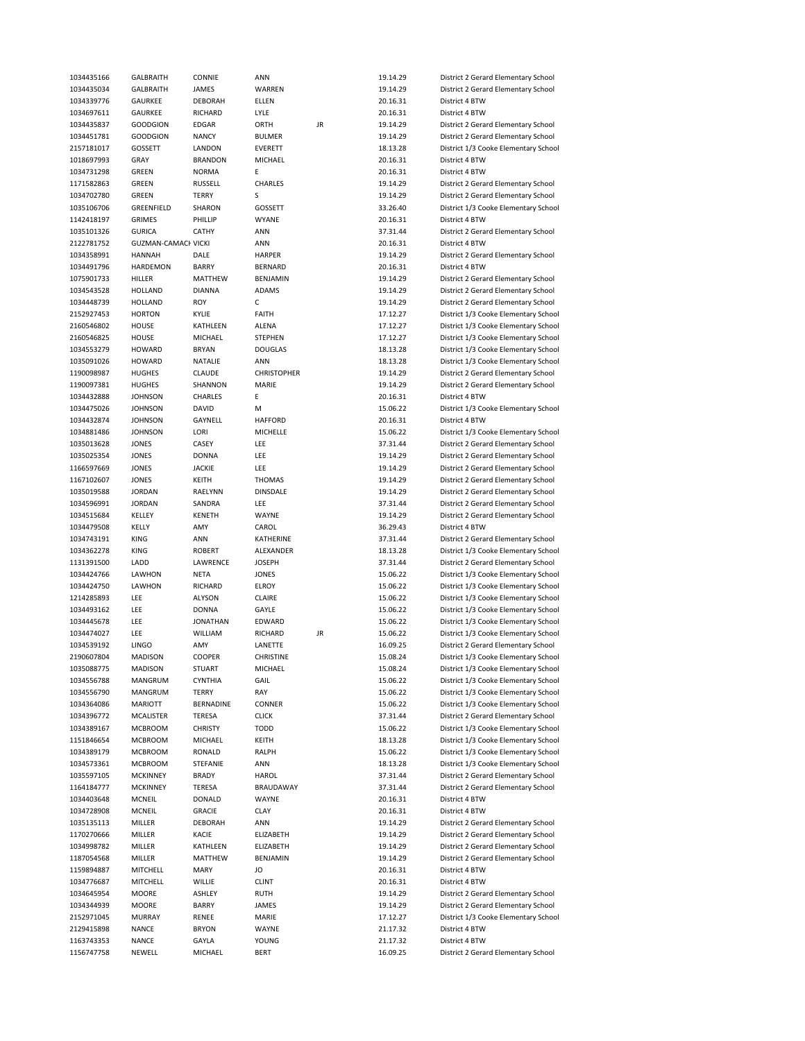| | | | | | | |
|---|---|---|---|---|---|---|
| 1034435166 | GALBRAITH | CONNIE | ANN | | 19.14.29 | District 2 Gerard Elementary School |
| 1034435034 | GALBRAITH | JAMES | WARREN | | 19.14.29 | District 2 Gerard Elementary School |
| 1034339776 | GAURKEE | DEBORAH | ELLEN | | 20.16.31 | District 4 BTW |
| 1034697611 | GAURKEE | RICHARD | LYLE | | 20.16.31 | District 4 BTW |
| 1034435837 | GOODGION | EDGAR | ORTH | JR | 19.14.29 | District 2 Gerard Elementary School |
| 1034451781 | GOODGION | NANCY | BULMER | | 19.14.29 | District 2 Gerard Elementary School |
| 2157181017 | GOSSETT | LANDON | EVERETT | | 18.13.28 | District 1/3 Cooke Elementary School |
| 1018697993 | GRAY | BRANDON | MICHAEL | | 20.16.31 | District 4 BTW |
| 1034731298 | GREEN | NORMA | E | | 20.16.31 | District 4 BTW |
| 1171582863 | GREEN | RUSSELL | CHARLES | | 19.14.29 | District 2 Gerard Elementary School |
| 1034702780 | GREEN | TERRY | S | | 19.14.29 | District 2 Gerard Elementary School |
| 1035106706 | GREENFIELD | SHARON | GOSSETT | | 33.26.40 | District 1/3 Cooke Elementary School |
| 1142418197 | GRIMES | PHILLIP | WYANE | | 20.16.31 | District 4 BTW |
| 1035101326 | GURICA | CATHY | ANN | | 37.31.44 | District 2 Gerard Elementary School |
| 2122781752 | GUZMAN-CAMACH VICKI | | ANN | | 20.16.31 | District 4 BTW |
| 1034358991 | HANNAH | DALE | HARPER | | 19.14.29 | District 2 Gerard Elementary School |
| 1034491796 | HARDEMON | BARRY | BERNARD | | 20.16.31 | District 4 BTW |
| 1075901733 | HILLER | MATTHEW | BENJAMIN | | 19.14.29 | District 2 Gerard Elementary School |
| 1034543528 | HOLLAND | DIANNA | ADAMS | | 19.14.29 | District 2 Gerard Elementary School |
| 1034448739 | HOLLAND | ROY | C | | 19.14.29 | District 2 Gerard Elementary School |
| 2152927453 | HORTON | KYLIE | FAITH | | 17.12.27 | District 1/3 Cooke Elementary School |
| 2160546802 | HOUSE | KATHLEEN | ALENA | | 17.12.27 | District 1/3 Cooke Elementary School |
| 2160546825 | HOUSE | MICHAEL | STEPHEN | | 17.12.27 | District 1/3 Cooke Elementary School |
| 1034553279 | HOWARD | BRYAN | DOUGLAS | | 18.13.28 | District 1/3 Cooke Elementary School |
| 1035091026 | HOWARD | NATALIE | ANN | | 18.13.28 | District 1/3 Cooke Elementary School |
| 1190098987 | HUGHES | CLAUDE | CHRISTOPHER | | 19.14.29 | District 2 Gerard Elementary School |
| 1190097381 | HUGHES | SHANNON | MARIE | | 19.14.29 | District 2 Gerard Elementary School |
| 1034432888 | JOHNSON | CHARLES | E | | 20.16.31 | District 4 BTW |
| 1034475026 | JOHNSON | DAVID | M | | 15.06.22 | District 1/3 Cooke Elementary School |
| 1034432874 | JOHNSON | GAYNELL | HAFFORD | | 20.16.31 | District 4 BTW |
| 1034881486 | JOHNSON | LORI | MICHELLE | | 15.06.22 | District 1/3 Cooke Elementary School |
| 1035013628 | JONES | CASEY | LEE | | 37.31.44 | District 2 Gerard Elementary School |
| 1035025354 | JONES | DONNA | LEE | | 19.14.29 | District 2 Gerard Elementary School |
| 1166597669 | JONES | JACKIE | LEE | | 19.14.29 | District 2 Gerard Elementary School |
| 1167102607 | JONES | KEITH | THOMAS | | 19.14.29 | District 2 Gerard Elementary School |
| 1035019588 | JORDAN | RAELYNN | DINSDALE | | 19.14.29 | District 2 Gerard Elementary School |
| 1034596991 | JORDAN | SANDRA | LEE | | 37.31.44 | District 2 Gerard Elementary School |
| 1034515684 | KELLEY | KENETH | WAYNE | | 19.14.29 | District 2 Gerard Elementary School |
| 1034479508 | KELLY | AMY | CAROL | | 36.29.43 | District 4 BTW |
| 1034743191 | KING | ANN | KATHERINE | | 37.31.44 | District 2 Gerard Elementary School |
| 1034362278 | KING | ROBERT | ALEXANDER | | 18.13.28 | District 1/3 Cooke Elementary School |
| 1131391500 | LADD | LAWRENCE | JOSEPH | | 37.31.44 | District 2 Gerard Elementary School |
| 1034424766 | LAWHON | NETA | JONES | | 15.06.22 | District 1/3 Cooke Elementary School |
| 1034424750 | LAWHON | RICHARD | ELROY | | 15.06.22 | District 1/3 Cooke Elementary School |
| 1214285893 | LEE | ALYSON | CLAIRE | | 15.06.22 | District 1/3 Cooke Elementary School |
| 1034493162 | LEE | DONNA | GAYLE | | 15.06.22 | District 1/3 Cooke Elementary School |
| 1034445678 | LEE | JONATHAN | EDWARD | | 15.06.22 | District 1/3 Cooke Elementary School |
| 1034474027 | LEE | WILLIAM | RICHARD | JR | 15.06.22 | District 1/3 Cooke Elementary School |
| 1034539192 | LINGO | AMY | LANETTE | | 16.09.25 | District 2 Gerard Elementary School |
| 2190607804 | MADISON | COOPER | CHRISTINE | | 15.08.24 | District 1/3 Cooke Elementary School |
| 1035088775 | MADISON | STUART | MICHAEL | | 15.08.24 | District 1/3 Cooke Elementary School |
| 1034556788 | MANGRUM | CYNTHIA | GAIL | | 15.06.22 | District 1/3 Cooke Elementary School |
| 1034556790 | MANGRUM | TERRY | RAY | | 15.06.22 | District 1/3 Cooke Elementary School |
| 1034364086 | MARIOTT | BERNADINE | CONNER | | 15.06.22 | District 1/3 Cooke Elementary School |
| 1034396772 | MCALISTER | TERESA | CLICK | | 37.31.44 | District 2 Gerard Elementary School |
| 1034389167 | MCBROOM | CHRISTY | TODD | | 15.06.22 | District 1/3 Cooke Elementary School |
| 1151846654 | MCBROOM | MICHAEL | KEITH | | 18.13.28 | District 1/3 Cooke Elementary School |
| 1034389179 | MCBROOM | RONALD | RALPH | | 15.06.22 | District 1/3 Cooke Elementary School |
| 1034573361 | MCBROOM | STEFANIE | ANN | | 18.13.28 | District 1/3 Cooke Elementary School |
| 1035597105 | MCKINNEY | BRADY | HAROL | | 37.31.44 | District 2 Gerard Elementary School |
| 1164184777 | MCKINNEY | TERESA | BRAUDAWAY | | 37.31.44 | District 2 Gerard Elementary School |
| 1034403648 | MCNEIL | DONALD | WAYNE | | 20.16.31 | District 4 BTW |
| 1034728908 | MCNEIL | GRACIE | CLAY | | 20.16.31 | District 4 BTW |
| 1035135113 | MILLER | DEBORAH | ANN | | 19.14.29 | District 2 Gerard Elementary School |
| 1170270666 | MILLER | KACIE | ELIZABETH | | 19.14.29 | District 2 Gerard Elementary School |
| 1034998782 | MILLER | KATHLEEN | ELIZABETH | | 19.14.29 | District 2 Gerard Elementary School |
| 1187054568 | MILLER | MATTHEW | BENJAMIN | | 19.14.29 | District 2 Gerard Elementary School |
| 1159894887 | MITCHELL | MARY | JO | | 20.16.31 | District 4 BTW |
| 1034776687 | MITCHELL | WILLIE | CLINT | | 20.16.31 | District 4 BTW |
| 1034645954 | MOORE | ASHLEY | RUTH | | 19.14.29 | District 2 Gerard Elementary School |
| 1034344939 | MOORE | BARRY | JAMES | | 19.14.29 | District 2 Gerard Elementary School |
| 2152971045 | MURRAY | RENEE | MARIE | | 17.12.27 | District 1/3 Cooke Elementary School |
| 2129415898 | NANCE | BRYON | WAYNE | | 21.17.32 | District 4 BTW |
| 1163743353 | NANCE | GAYLA | YOUNG | | 21.17.32 | District 4 BTW |
| 1156747758 | NEWELL | MICHAEL | BERT | | 16.09.25 | District 2 Gerard Elementary School |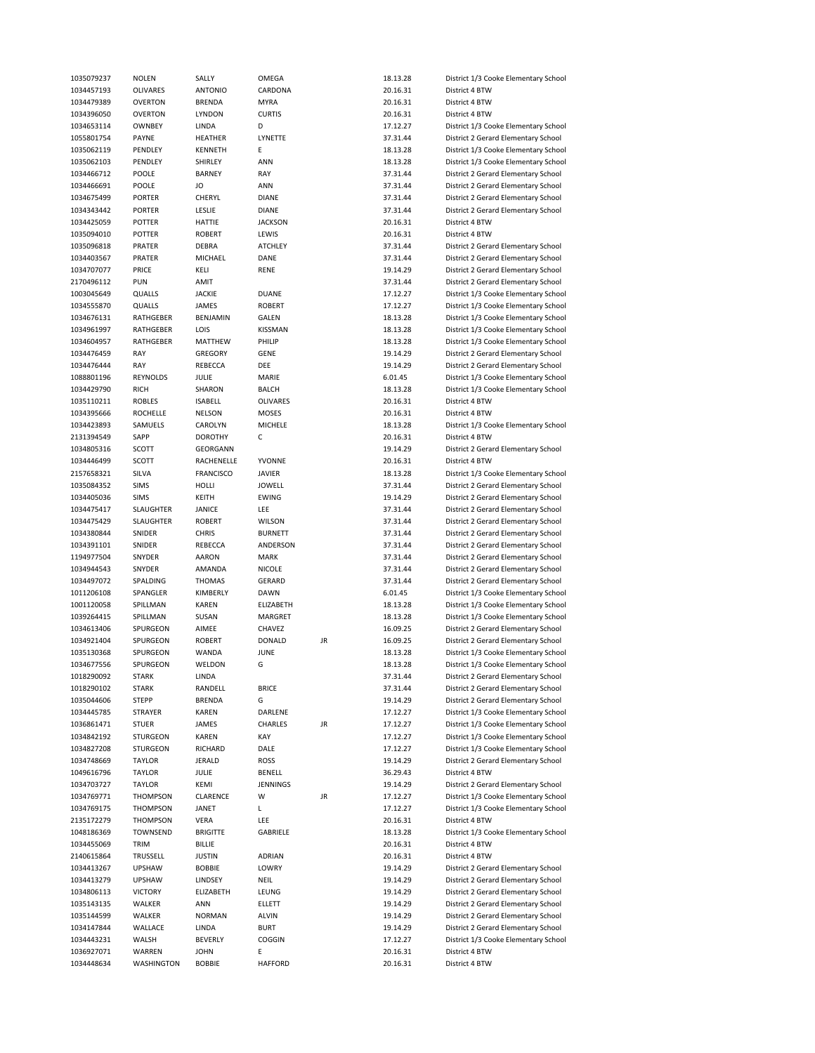| | | | | | | |
|---|---|---|---|---|---|---|
| 1035079237 | NOLEN | SALLY | OMEGA | | 18.13.28 | District 1/3 Cooke Elementary School |
| 1034457193 | OLIVARES | ANTONIO | CARDONA | | 20.16.31 | District 4 BTW |
| 1034479389 | OVERTON | BRENDA | MYRA | | 20.16.31 | District 4 BTW |
| 1034396050 | OVERTON | LYNDON | CURTIS | | 20.16.31 | District 4 BTW |
| 1034653114 | OWNBEY | LINDA | D | | 17.12.27 | District 1/3 Cooke Elementary School |
| 1055801754 | PAYNE | HEATHER | LYNETTE | | 37.31.44 | District 2 Gerard Elementary School |
| 1035062119 | PENDLEY | KENNETH | E | | 18.13.28 | District 1/3 Cooke Elementary School |
| 1035062103 | PENDLEY | SHIRLEY | ANN | | 18.13.28 | District 1/3 Cooke Elementary School |
| 1034466712 | POOLE | BARNEY | RAY | | 37.31.44 | District 2 Gerard Elementary School |
| 1034466691 | POOLE | JO | ANN | | 37.31.44 | District 2 Gerard Elementary School |
| 1034675499 | PORTER | CHERYL | DIANE | | 37.31.44 | District 2 Gerard Elementary School |
| 1034343442 | PORTER | LESLIE | DIANE | | 37.31.44 | District 2 Gerard Elementary School |
| 1034425059 | POTTER | HATTIE | JACKSON | | 20.16.31 | District 4 BTW |
| 1035094010 | POTTER | ROBERT | LEWIS | | 20.16.31 | District 4 BTW |
| 1035096818 | PRATER | DEBRA | ATCHLEY | | 37.31.44 | District 2 Gerard Elementary School |
| 1034403567 | PRATER | MICHAEL | DANE | | 37.31.44 | District 2 Gerard Elementary School |
| 1034707077 | PRICE | KELI | RENE | | 19.14.29 | District 2 Gerard Elementary School |
| 2170496112 | PUN | AMIT | | | 37.31.44 | District 2 Gerard Elementary School |
| 1003045649 | QUALLS | JACKIE | DUANE | | 17.12.27 | District 1/3 Cooke Elementary School |
| 1034555870 | QUALLS | JAMES | ROBERT | | 17.12.27 | District 1/3 Cooke Elementary School |
| 1034676131 | RATHGEBER | BENJAMIN | GALEN | | 18.13.28 | District 1/3 Cooke Elementary School |
| 1034961997 | RATHGEBER | LOIS | KISSMAN | | 18.13.28 | District 1/3 Cooke Elementary School |
| 1034604957 | RATHGEBER | MATTHEW | PHILIP | | 18.13.28 | District 1/3 Cooke Elementary School |
| 1034476459 | RAY | GREGORY | GENE | | 19.14.29 | District 2 Gerard Elementary School |
| 1034476444 | RAY | REBECCA | DEE | | 19.14.29 | District 2 Gerard Elementary School |
| 1088801196 | REYNOLDS | JULIE | MARIE | | 6.01.45 | District 1/3 Cooke Elementary School |
| 1034429790 | RICH | SHARON | BALCH | | 18.13.28 | District 1/3 Cooke Elementary School |
| 1035110211 | ROBLES | ISABELL | OLIVARES | | 20.16.31 | District 4 BTW |
| 1034395666 | ROCHELLE | NELSON | MOSES | | 20.16.31 | District 4 BTW |
| 1034423893 | SAMUELS | CAROLYN | MICHELE | | 18.13.28 | District 1/3 Cooke Elementary School |
| 2131394549 | SAPP | DOROTHY | C | | 20.16.31 | District 4 BTW |
| 1034805316 | SCOTT | GEORGANN | | | 19.14.29 | District 2 Gerard Elementary School |
| 1034446499 | SCOTT | RACHENELLE | YVONNE | | 20.16.31 | District 4 BTW |
| 2157658321 | SILVA | FRANCISCO | JAVIER | | 18.13.28 | District 1/3 Cooke Elementary School |
| 1035084352 | SIMS | HOLLI | JOWELL | | 37.31.44 | District 2 Gerard Elementary School |
| 1034405036 | SIMS | KEITH | EWING | | 19.14.29 | District 2 Gerard Elementary School |
| 1034475417 | SLAUGHTER | JANICE | LEE | | 37.31.44 | District 2 Gerard Elementary School |
| 1034475429 | SLAUGHTER | ROBERT | WILSON | | 37.31.44 | District 2 Gerard Elementary School |
| 1034380844 | SNIDER | CHRIS | BURNETT | | 37.31.44 | District 2 Gerard Elementary School |
| 1034391101 | SNIDER | REBECCA | ANDERSON | | 37.31.44 | District 2 Gerard Elementary School |
| 1194977504 | SNYDER | AARON | MARK | | 37.31.44 | District 2 Gerard Elementary School |
| 1034944543 | SNYDER | AMANDA | NICOLE | | 37.31.44 | District 2 Gerard Elementary School |
| 1034497072 | SPALDING | THOMAS | GERARD | | 37.31.44 | District 2 Gerard Elementary School |
| 1011206108 | SPANGLER | KIMBERLY | DAWN | | 6.01.45 | District 1/3 Cooke Elementary School |
| 1001120058 | SPILLMAN | KAREN | ELIZABETH | | 18.13.28 | District 1/3 Cooke Elementary School |
| 1039264415 | SPILLMAN | SUSAN | MARGRET | | 18.13.28 | District 1/3 Cooke Elementary School |
| 1034613406 | SPURGEON | AIMEE | CHAVEZ | | 16.09.25 | District 2 Gerard Elementary School |
| 1034921404 | SPURGEON | ROBERT | DONALD | JR | 16.09.25 | District 2 Gerard Elementary School |
| 1035130368 | SPURGEON | WANDA | JUNE | | 18.13.28 | District 1/3 Cooke Elementary School |
| 1034677556 | SPURGEON | WELDON | G | | 18.13.28 | District 1/3 Cooke Elementary School |
| 1018290092 | STARK | LINDA | | | 37.31.44 | District 2 Gerard Elementary School |
| 1018290102 | STARK | RANDELL | BRICE | | 37.31.44 | District 2 Gerard Elementary School |
| 1035044606 | STEPP | BRENDA | G | | 19.14.29 | District 2 Gerard Elementary School |
| 1034445785 | STRAYER | KAREN | DARLENE | | 17.12.27 | District 1/3 Cooke Elementary School |
| 1036861471 | STUER | JAMES | CHARLES | JR | 17.12.27 | District 1/3 Cooke Elementary School |
| 1034842192 | STURGEON | KAREN | KAY | | 17.12.27 | District 1/3 Cooke Elementary School |
| 1034827208 | STURGEON | RICHARD | DALE | | 17.12.27 | District 1/3 Cooke Elementary School |
| 1034748669 | TAYLOR | JERALD | ROSS | | 19.14.29 | District 2 Gerard Elementary School |
| 1049616796 | TAYLOR | JULIE | BENELL | | 36.29.43 | District 4 BTW |
| 1034703727 | TAYLOR | KEMI | JENNINGS | | 19.14.29 | District 2 Gerard Elementary School |
| 1034769771 | THOMPSON | CLARENCE | W | JR | 17.12.27 | District 1/3 Cooke Elementary School |
| 1034769175 | THOMPSON | JANET | L | | 17.12.27 | District 1/3 Cooke Elementary School |
| 2135172279 | THOMPSON | VERA | LEE | | 20.16.31 | District 4 BTW |
| 1048186369 | TOWNSEND | BRIGITTE | GABRIELE | | 18.13.28 | District 1/3 Cooke Elementary School |
| 1034455069 | TRIM | BILLIE | | | 20.16.31 | District 4 BTW |
| 2140615864 | TRUSSELL | JUSTIN | ADRIAN | | 20.16.31 | District 4 BTW |
| 1034413267 | UPSHAW | BOBBIE | LOWRY | | 19.14.29 | District 2 Gerard Elementary School |
| 1034413279 | UPSHAW | LINDSEY | NEIL | | 19.14.29 | District 2 Gerard Elementary School |
| 1034806113 | VICTORY | ELIZABETH | LEUNG | | 19.14.29 | District 2 Gerard Elementary School |
| 1035143135 | WALKER | ANN | ELLETT | | 19.14.29 | District 2 Gerard Elementary School |
| 1035144599 | WALKER | NORMAN | ALVIN | | 19.14.29 | District 2 Gerard Elementary School |
| 1034147844 | WALLACE | LINDA | BURT | | 19.14.29 | District 2 Gerard Elementary School |
| 1034443231 | WALSH | BEVERLY | COGGIN | | 17.12.27 | District 1/3 Cooke Elementary School |
| 1036927071 | WARREN | JOHN | E | | 20.16.31 | District 4 BTW |
| 1034448634 | WASHINGTON | BOBBIE | HAFFORD | | 20.16.31 | District 4 BTW |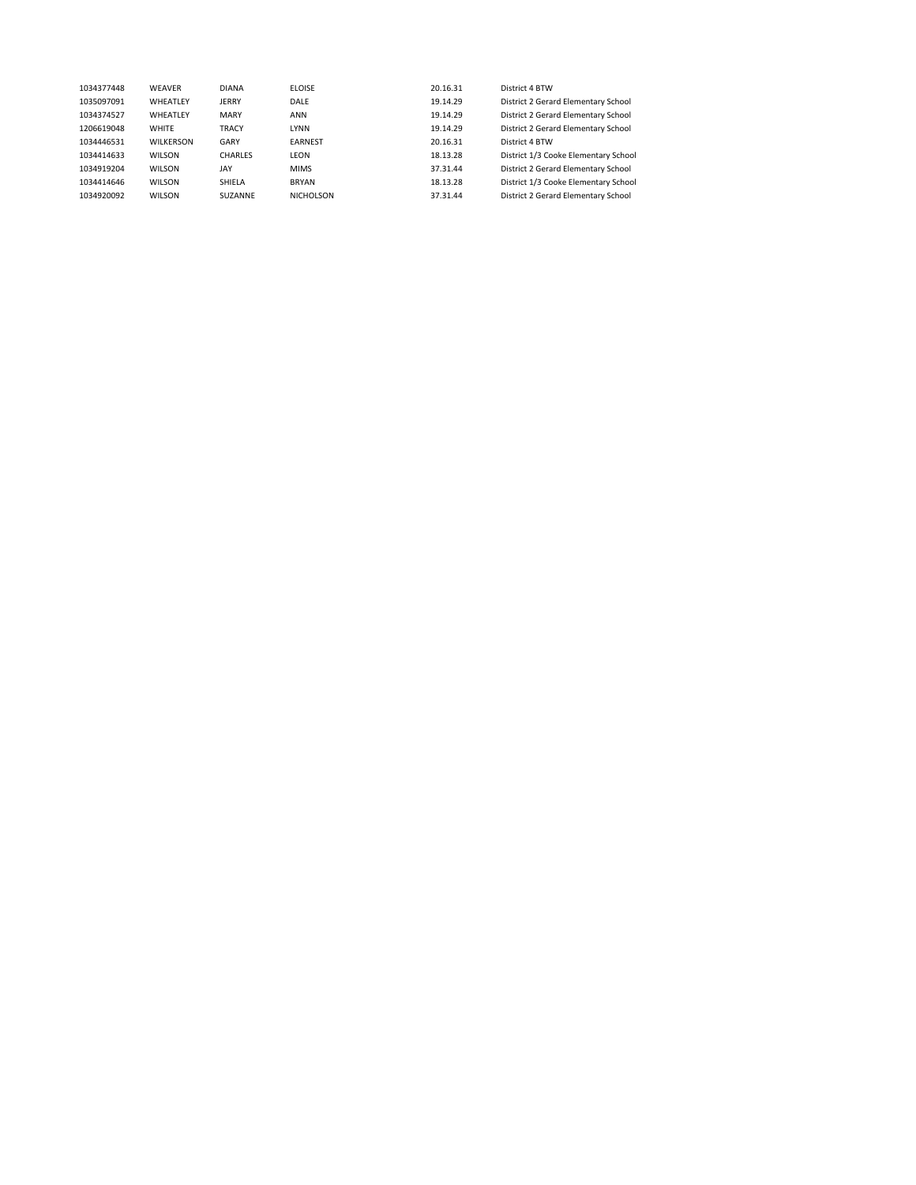| | | | | | |
|---|---|---|---|---|---|
| 1034377448 | WEAVER | DIANA | ELOISE | 20.16.31 | District 4 BTW |
| 1035097091 | WHEATLEY | JERRY | DALE | 19.14.29 | District 2 Gerard Elementary School |
| 1034374527 | WHEATLEY | MARY | ANN | 19.14.29 | District 2 Gerard Elementary School |
| 1206619048 | WHITE | TRACY | LYNN | 19.14.29 | District 2 Gerard Elementary School |
| 1034446531 | WILKERSON | GARY | EARNEST | 20.16.31 | District 4 BTW |
| 1034414633 | WILSON | CHARLES | LEON | 18.13.28 | District 1/3 Cooke Elementary School |
| 1034919204 | WILSON | JAY | MIMS | 37.31.44 | District 2 Gerard Elementary School |
| 1034414646 | WILSON | SHIELA | BRYAN | 18.13.28 | District 1/3 Cooke Elementary School |
| 1034920092 | WILSON | SUZANNE | NICHOLSON | 37.31.44 | District 2 Gerard Elementary School |